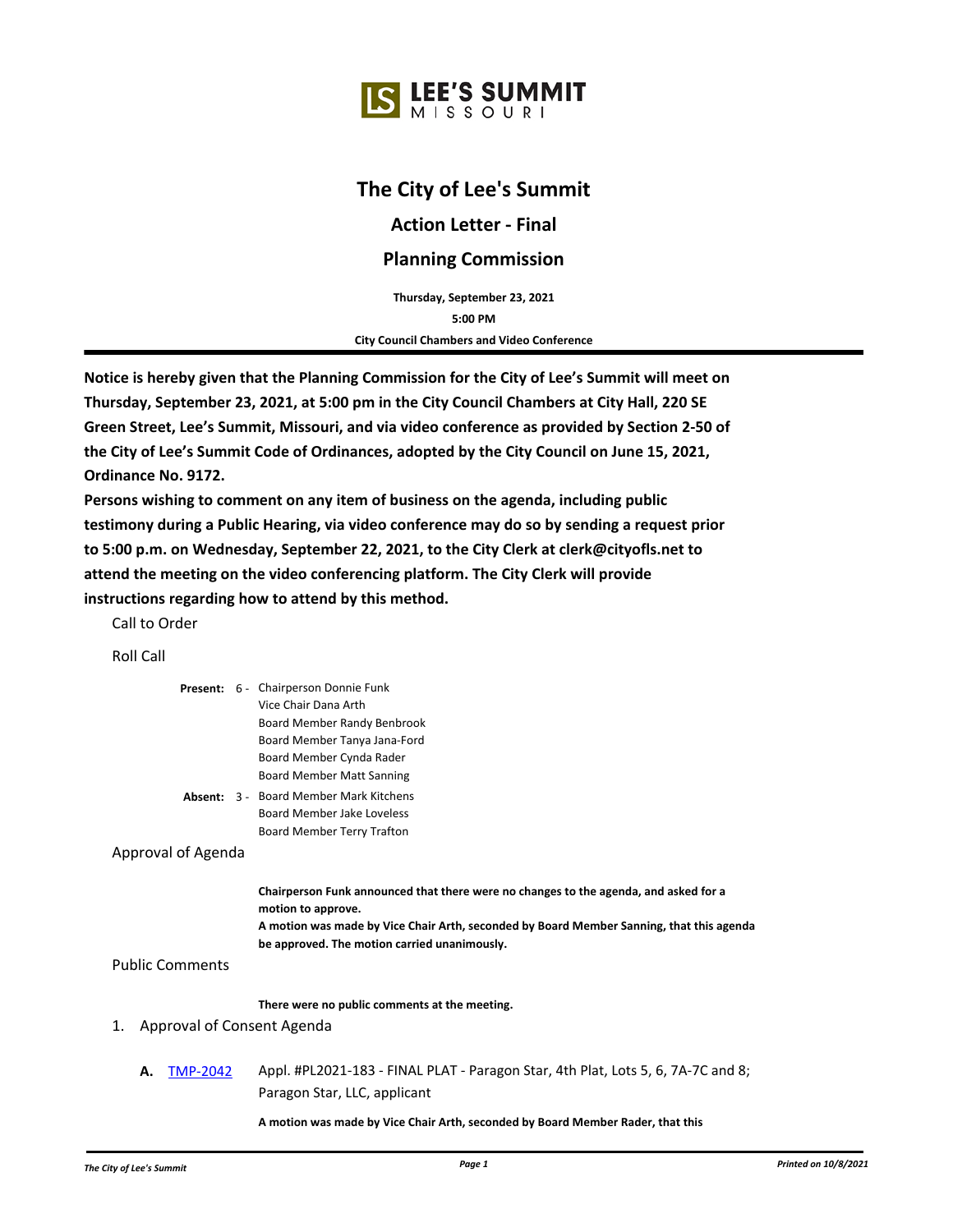LEE'S SUMMIT MISSOURI

# The City of Lee's Summit

## Action Letter - Final

## Planning Commission

**Thursday, September 23, 2021**

**5:00 PM**

**City Council Chambers and Video Conference**

---

**Notice is hereby given that the Planning Commission for the City of Lee's Summit will meet on Thursday, September 23, 2021, at 5:00 pm in the City Council Chambers at City Hall, 220 SE Green Street, Lee's Summit, Missouri, and via video conference as provided by Section 2-50 of the City of Lee's Summit Code of Ordinances, adopted by the City Council on June 15, 2021, Ordinance No. 9172.**

**Persons wishing to comment on any item of business on the agenda, including public testimony during a Public Hearing, via video conference may do so by sending a request prior to 5:00 p.m. on Wednesday, September 22, 2021, to the City Clerk at clerk@cityofls.net to attend the meeting on the video conferencing platform. The City Clerk will provide instructions regarding how to attend by this method.**

Call to Order

Roll Call

**Present:** 6 - Chairperson Donnie Funk
Vice Chair Dana Arth
Board Member Randy Benbrook
Board Member Tanya Jana-Ford
Board Member Cynda Rader
Board Member Matt Sanning

**Absent:** 3 - Board Member Mark Kitchens
Board Member Jake Loveless
Board Member Terry Trafton

Approval of Agenda

**Chairperson Funk announced that there were no changes to the agenda, and asked for a motion to approve.**

**A motion was made by Vice Chair Arth, seconded by Board Member Sanning, that this agenda be approved. The motion carried unanimously.**

Public Comments

**There were no public comments at the meeting.**

1. Approval of Consent Agenda

**A.** TMP-2042 Appl. #PL2021-183 - FINAL PLAT - Paragon Star, 4th Plat, Lots 5, 6, 7A-7C and 8; Paragon Star, LLC, applicant

**A motion was made by Vice Chair Arth, seconded by Board Member Rader, that this**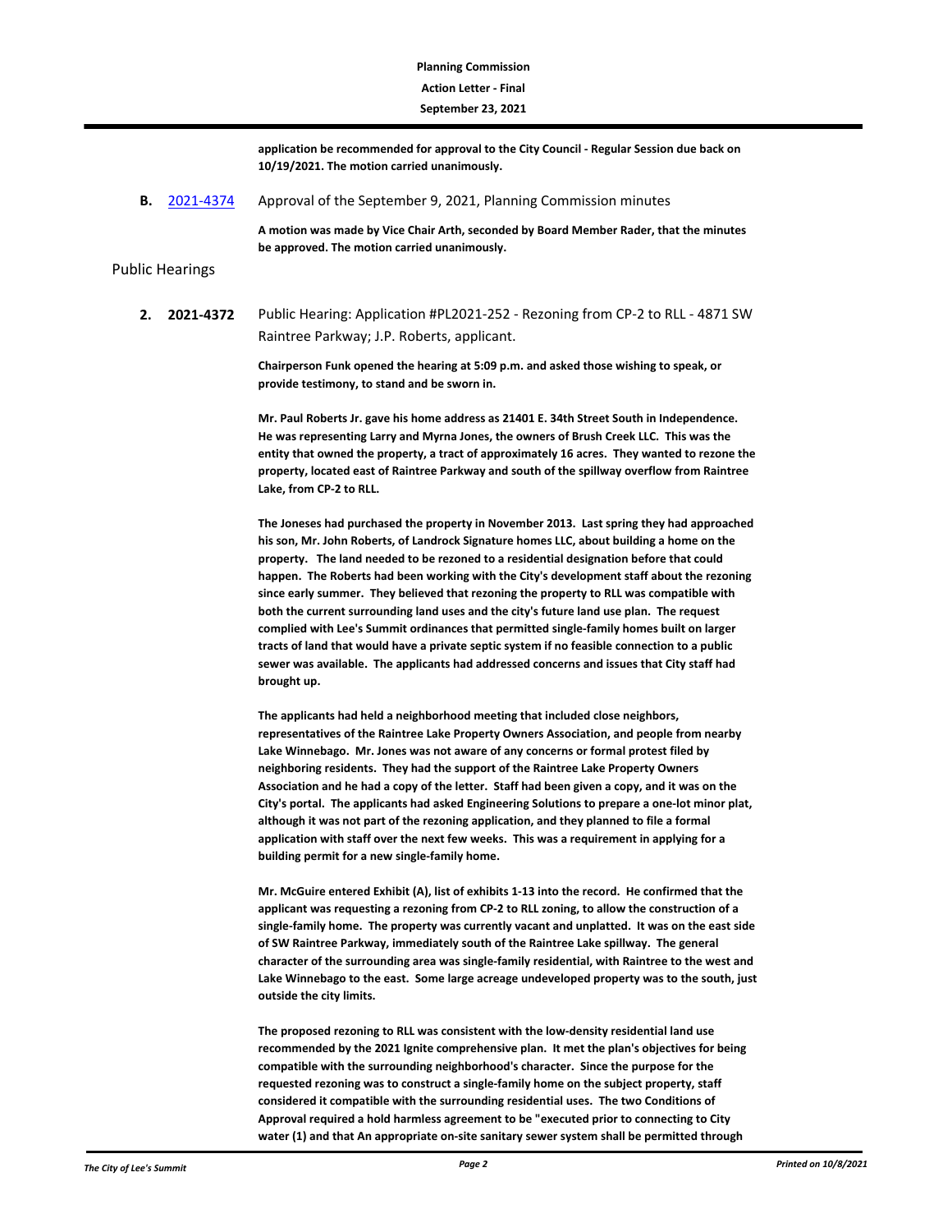**application be recommended for approval to the City Council - Regular Session due back on 10/19/2021. The motion carried unanimously.**

**B.** [2021-4374] Approval of the September 9, 2021, Planning Commission minutes

**A motion was made by Vice Chair Arth, seconded by Board Member Rader, that the minutes be approved. The motion carried unanimously.**

## Public Hearings

**2. 2021-4372** Public Hearing: Application #PL2021-252 - Rezoning from CP-2 to RLL - 4871 SW Raintree Parkway; J.P. Roberts, applicant.

**Chairperson Funk opened the hearing at 5:09 p.m. and asked those wishing to speak, or provide testimony, to stand and be sworn in.**

**Mr. Paul Roberts Jr. gave his home address as 21401 E. 34th Street South in Independence. He was representing Larry and Myrna Jones, the owners of Brush Creek LLC. This was the entity that owned the property, a tract of approximately 16 acres. They wanted to rezone the property, located east of Raintree Parkway and south of the spillway overflow from Raintree Lake, from CP-2 to RLL.**

**The Joneses had purchased the property in November 2013. Last spring they had approached his son, Mr. John Roberts, of Landrock Signature homes LLC, about building a home on the property. The land needed to be rezoned to a residential designation before that could happen. The Roberts had been working with the City's development staff about the rezoning since early summer. They believed that rezoning the property to RLL was compatible with both the current surrounding land uses and the city's future land use plan. The request complied with Lee's Summit ordinances that permitted single-family homes built on larger tracts of land that would have a private septic system if no feasible connection to a public sewer was available. The applicants had addressed concerns and issues that City staff had brought up.**

**The applicants had held a neighborhood meeting that included close neighbors, representatives of the Raintree Lake Property Owners Association, and people from nearby Lake Winnebago. Mr. Jones was not aware of any concerns or formal protest filed by neighboring residents. They had the support of the Raintree Lake Property Owners Association and he had a copy of the letter. Staff had been given a copy, and it was on the City's portal. The applicants had asked Engineering Solutions to prepare a one-lot minor plat, although it was not part of the rezoning application, and they planned to file a formal application with staff over the next few weeks. This was a requirement in applying for a building permit for a new single-family home.**

**Mr. McGuire entered Exhibit (A), list of exhibits 1-13 into the record. He confirmed that the applicant was requesting a rezoning from CP-2 to RLL zoning, to allow the construction of a single-family home. The property was currently vacant and unplatted. It was on the east side of SW Raintree Parkway, immediately south of the Raintree Lake spillway. The general character of the surrounding area was single-family residential, with Raintree to the west and Lake Winnebago to the east. Some large acreage undeveloped property was to the south, just outside the city limits.**

**The proposed rezoning to RLL was consistent with the low-density residential land use recommended by the 2021 Ignite comprehensive plan. It met the plan's objectives for being compatible with the surrounding neighborhood's character. Since the purpose for the requested rezoning was to construct a single-family home on the subject property, staff considered it compatible with the surrounding residential uses. The two Conditions of Approval required a hold harmless agreement to be "executed prior to connecting to City water (1) and that An appropriate on-site sanitary sewer system shall be permitted through**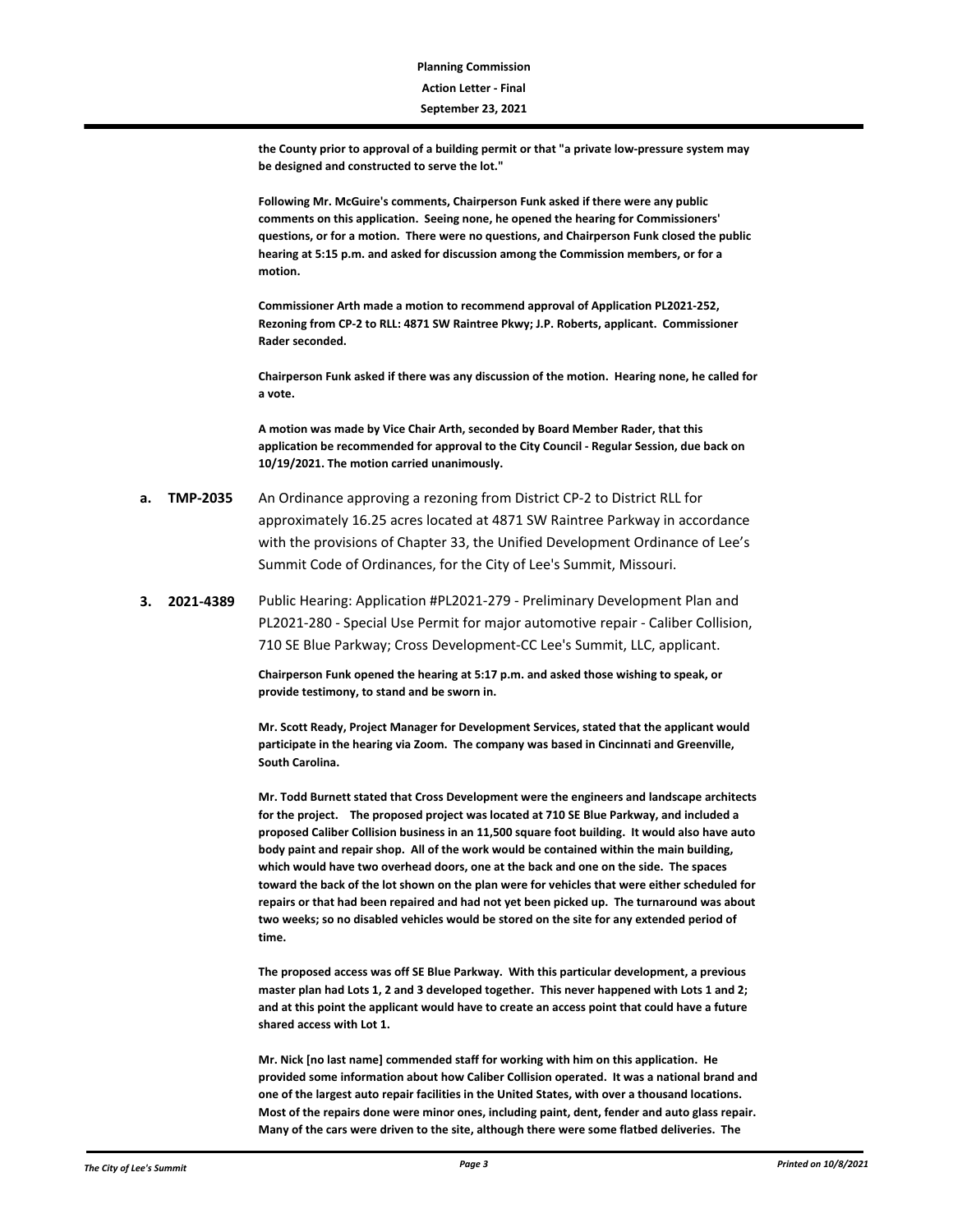**the County prior to approval of a building permit or that "a private low-pressure system may be designed and constructed to serve the lot."**

**Following Mr. McGuire's comments, Chairperson Funk asked if there were any public comments on this application. Seeing none, he opened the hearing for Commissioners' questions, or for a motion. There were no questions, and Chairperson Funk closed the public hearing at 5:15 p.m. and asked for discussion among the Commission members, or for a motion.**

**Commissioner Arth made a motion to recommend approval of Application PL2021-252, Rezoning from CP-2 to RLL: 4871 SW Raintree Pkwy; J.P. Roberts, applicant. Commissioner Rader seconded.**

**Chairperson Funk asked if there was any discussion of the motion. Hearing none, he called for a vote.**

**A motion was made by Vice Chair Arth, seconded by Board Member Rader, that this application be recommended for approval to the City Council - Regular Session, due back on 10/19/2021. The motion carried unanimously.**

**a. TMP-2035** An Ordinance approving a rezoning from District CP-2 to District RLL for approximately 16.25 acres located at 4871 SW Raintree Parkway in accordance with the provisions of Chapter 33, the Unified Development Ordinance of Lee's Summit Code of Ordinances, for the City of Lee's Summit, Missouri.

**3. 2021-4389** Public Hearing: Application #PL2021-279 - Preliminary Development Plan and PL2021-280 - Special Use Permit for major automotive repair - Caliber Collision, 710 SE Blue Parkway; Cross Development-CC Lee's Summit, LLC, applicant.

**Chairperson Funk opened the hearing at 5:17 p.m. and asked those wishing to speak, or provide testimony, to stand and be sworn in.**

**Mr. Scott Ready, Project Manager for Development Services, stated that the applicant would participate in the hearing via Zoom. The company was based in Cincinnati and Greenville, South Carolina.**

**Mr. Todd Burnett stated that Cross Development were the engineers and landscape architects for the project. The proposed project was located at 710 SE Blue Parkway, and included a proposed Caliber Collision business in an 11,500 square foot building. It would also have auto body paint and repair shop. All of the work would be contained within the main building, which would have two overhead doors, one at the back and one on the side. The spaces toward the back of the lot shown on the plan were for vehicles that were either scheduled for repairs or that had been repaired and had not yet been picked up. The turnaround was about two weeks; so no disabled vehicles would be stored on the site for any extended period of time.**

**The proposed access was off SE Blue Parkway. With this particular development, a previous master plan had Lots 1, 2 and 3 developed together. This never happened with Lots 1 and 2; and at this point the applicant would have to create an access point that could have a future shared access with Lot 1.**

**Mr. Nick [no last name] commended staff for working with him on this application. He provided some information about how Caliber Collision operated. It was a national brand and one of the largest auto repair facilities in the United States, with over a thousand locations. Most of the repairs done were minor ones, including paint, dent, fender and auto glass repair. Many of the cars were driven to the site, although there were some flatbed deliveries. The**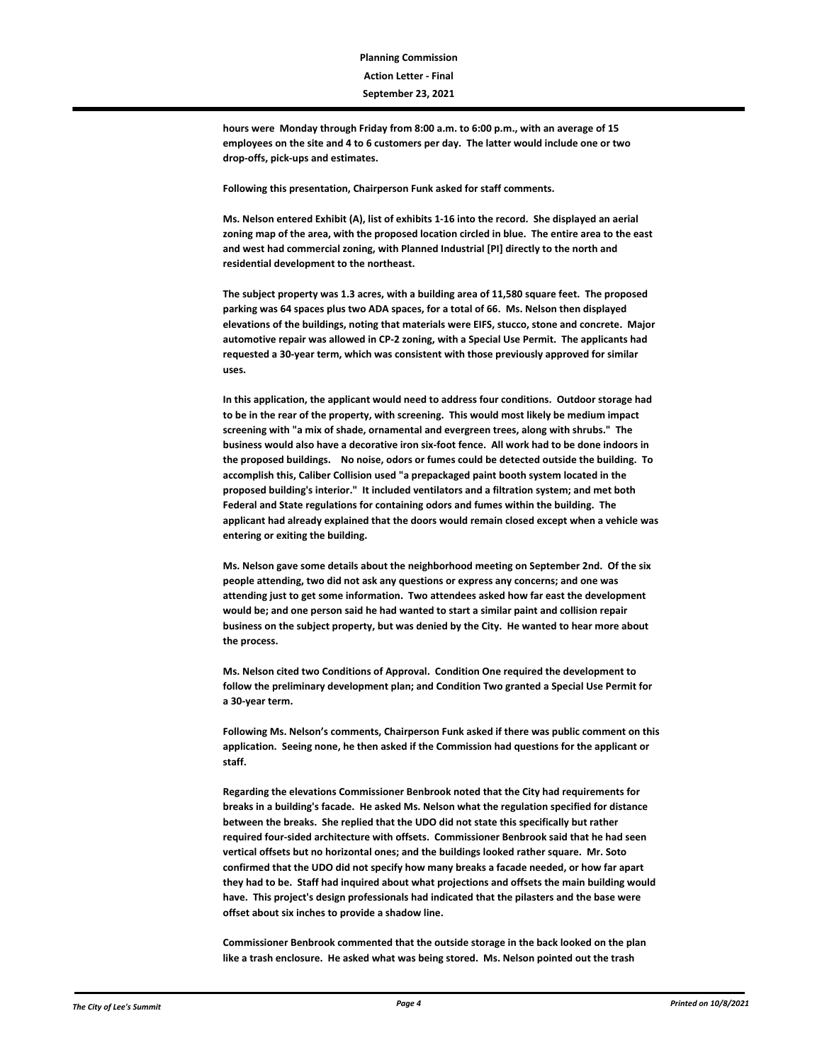**hours were Monday through Friday from 8:00 a.m. to 6:00 p.m., with an average of 15 employees on the site and 4 to 6 customers per day. The latter would include one or two drop-offs, pick-ups and estimates.**

**Following this presentation, Chairperson Funk asked for staff comments.**

**Ms. Nelson entered Exhibit (A), list of exhibits 1-16 into the record. She displayed an aerial zoning map of the area, with the proposed location circled in blue. The entire area to the east and west had commercial zoning, with Planned Industrial [PI] directly to the north and residential development to the northeast.**

**The subject property was 1.3 acres, with a building area of 11,580 square feet. The proposed parking was 64 spaces plus two ADA spaces, for a total of 66. Ms. Nelson then displayed elevations of the buildings, noting that materials were EIFS, stucco, stone and concrete. Major automotive repair was allowed in CP-2 zoning, with a Special Use Permit. The applicants had requested a 30-year term, which was consistent with those previously approved for similar uses.**

**In this application, the applicant would need to address four conditions. Outdoor storage had to be in the rear of the property, with screening. This would most likely be medium impact screening with "a mix of shade, ornamental and evergreen trees, along with shrubs." The business would also have a decorative iron six-foot fence. All work had to be done indoors in the proposed buildings. No noise, odors or fumes could be detected outside the building. To accomplish this, Caliber Collision used "a prepackaged paint booth system located in the proposed building's interior." It included ventilators and a filtration system; and met both Federal and State regulations for containing odors and fumes within the building. The applicant had already explained that the doors would remain closed except when a vehicle was entering or exiting the building.**

**Ms. Nelson gave some details about the neighborhood meeting on September 2nd. Of the six people attending, two did not ask any questions or express any concerns; and one was attending just to get some information. Two attendees asked how far east the development would be; and one person said he had wanted to start a similar paint and collision repair business on the subject property, but was denied by the City. He wanted to hear more about the process.**

**Ms. Nelson cited two Conditions of Approval. Condition One required the development to follow the preliminary development plan; and Condition Two granted a Special Use Permit for a 30-year term.**

**Following Ms. Nelson's comments, Chairperson Funk asked if there was public comment on this application. Seeing none, he then asked if the Commission had questions for the applicant or staff.**

**Regarding the elevations Commissioner Benbrook noted that the City had requirements for breaks in a building's facade. He asked Ms. Nelson what the regulation specified for distance between the breaks. She replied that the UDO did not state this specifically but rather required four-sided architecture with offsets. Commissioner Benbrook said that he had seen vertical offsets but no horizontal ones; and the buildings looked rather square. Mr. Soto confirmed that the UDO did not specify how many breaks a facade needed, or how far apart they had to be. Staff had inquired about what projections and offsets the main building would have. This project's design professionals had indicated that the pilasters and the base were offset about six inches to provide a shadow line.**

**Commissioner Benbrook commented that the outside storage in the back looked on the plan like a trash enclosure. He asked what was being stored. Ms. Nelson pointed out the trash**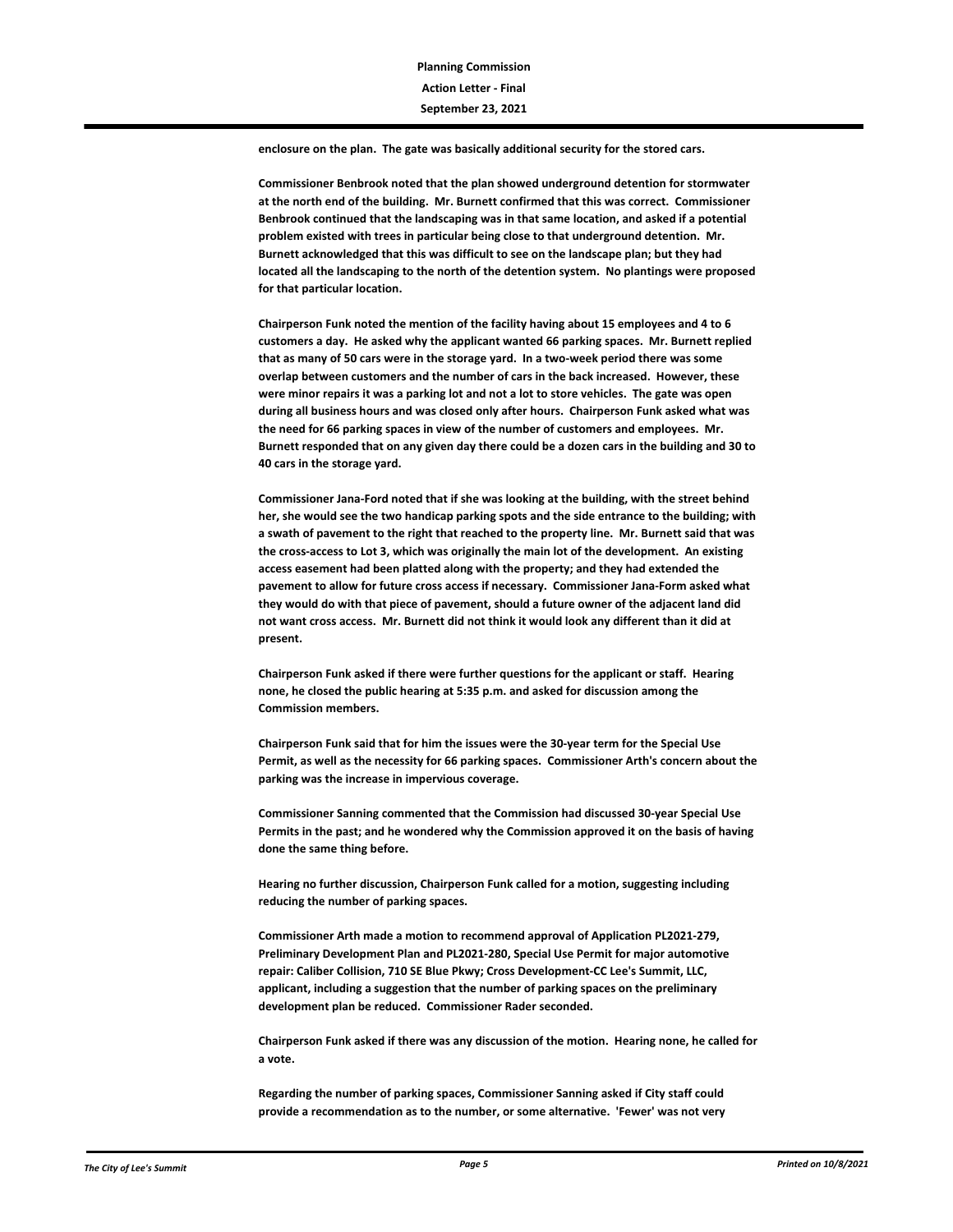**enclosure on the plan. The gate was basically additional security for the stored cars.**

**Commissioner Benbrook noted that the plan showed underground detention for stormwater at the north end of the building. Mr. Burnett confirmed that this was correct. Commissioner Benbrook continued that the landscaping was in that same location, and asked if a potential problem existed with trees in particular being close to that underground detention. Mr. Burnett acknowledged that this was difficult to see on the landscape plan; but they had located all the landscaping to the north of the detention system. No plantings were proposed for that particular location.**

**Chairperson Funk noted the mention of the facility having about 15 employees and 4 to 6 customers a day. He asked why the applicant wanted 66 parking spaces. Mr. Burnett replied that as many of 50 cars were in the storage yard. In a two-week period there was some overlap between customers and the number of cars in the back increased. However, these were minor repairs it was a parking lot and not a lot to store vehicles. The gate was open during all business hours and was closed only after hours. Chairperson Funk asked what was the need for 66 parking spaces in view of the number of customers and employees. Mr. Burnett responded that on any given day there could be a dozen cars in the building and 30 to 40 cars in the storage yard.**

**Commissioner Jana-Ford noted that if she was looking at the building, with the street behind her, she would see the two handicap parking spots and the side entrance to the building; with a swath of pavement to the right that reached to the property line. Mr. Burnett said that was the cross-access to Lot 3, which was originally the main lot of the development. An existing access easement had been platted along with the property; and they had extended the pavement to allow for future cross access if necessary. Commissioner Jana-Form asked what they would do with that piece of pavement, should a future owner of the adjacent land did not want cross access. Mr. Burnett did not think it would look any different than it did at present.**

**Chairperson Funk asked if there were further questions for the applicant or staff. Hearing none, he closed the public hearing at 5:35 p.m. and asked for discussion among the Commission members.**

**Chairperson Funk said that for him the issues were the 30-year term for the Special Use Permit, as well as the necessity for 66 parking spaces. Commissioner Arth's concern about the parking was the increase in impervious coverage.**

**Commissioner Sanning commented that the Commission had discussed 30-year Special Use Permits in the past; and he wondered why the Commission approved it on the basis of having done the same thing before.**

**Hearing no further discussion, Chairperson Funk called for a motion, suggesting including reducing the number of parking spaces.**

**Commissioner Arth made a motion to recommend approval of Application PL2021-279, Preliminary Development Plan and PL2021-280, Special Use Permit for major automotive repair: Caliber Collision, 710 SE Blue Pkwy; Cross Development-CC Lee's Summit, LLC, applicant, including a suggestion that the number of parking spaces on the preliminary development plan be reduced. Commissioner Rader seconded.**

**Chairperson Funk asked if there was any discussion of the motion. Hearing none, he called for a vote.**

**Regarding the number of parking spaces, Commissioner Sanning asked if City staff could provide a recommendation as to the number, or some alternative. 'Fewer' was not very**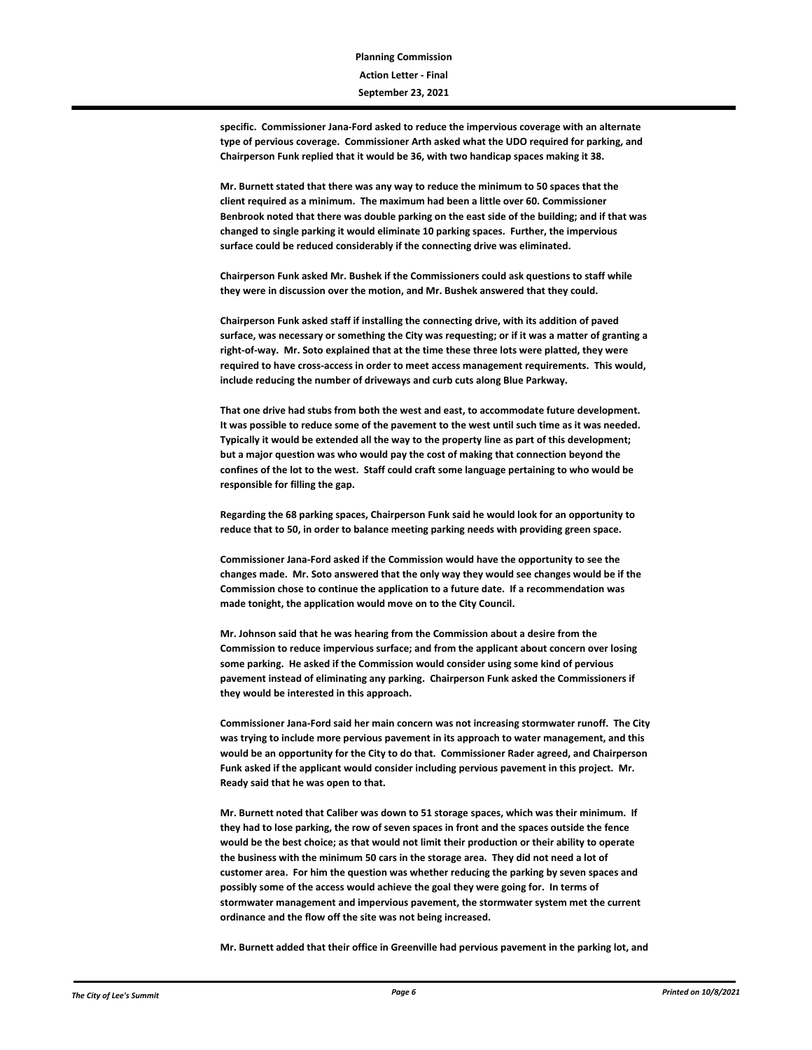**specific. Commissioner Jana-Ford asked to reduce the impervious coverage with an alternate type of pervious coverage. Commissioner Arth asked what the UDO required for parking, and Chairperson Funk replied that it would be 36, with two handicap spaces making it 38.**

**Mr. Burnett stated that there was any way to reduce the minimum to 50 spaces that the client required as a minimum. The maximum had been a little over 60. Commissioner Benbrook noted that there was double parking on the east side of the building; and if that was changed to single parking it would eliminate 10 parking spaces. Further, the impervious surface could be reduced considerably if the connecting drive was eliminated.**

**Chairperson Funk asked Mr. Bushek if the Commissioners could ask questions to staff while they were in discussion over the motion, and Mr. Bushek answered that they could.**

**Chairperson Funk asked staff if installing the connecting drive, with its addition of paved surface, was necessary or something the City was requesting; or if it was a matter of granting a right-of-way. Mr. Soto explained that at the time these three lots were platted, they were required to have cross-access in order to meet access management requirements. This would, include reducing the number of driveways and curb cuts along Blue Parkway.**

**That one drive had stubs from both the west and east, to accommodate future development. It was possible to reduce some of the pavement to the west until such time as it was needed. Typically it would be extended all the way to the property line as part of this development; but a major question was who would pay the cost of making that connection beyond the confines of the lot to the west. Staff could craft some language pertaining to who would be responsible for filling the gap.**

**Regarding the 68 parking spaces, Chairperson Funk said he would look for an opportunity to reduce that to 50, in order to balance meeting parking needs with providing green space.**

**Commissioner Jana-Ford asked if the Commission would have the opportunity to see the changes made. Mr. Soto answered that the only way they would see changes would be if the Commission chose to continue the application to a future date. If a recommendation was made tonight, the application would move on to the City Council.**

**Mr. Johnson said that he was hearing from the Commission about a desire from the Commission to reduce impervious surface; and from the applicant about concern over losing some parking. He asked if the Commission would consider using some kind of pervious pavement instead of eliminating any parking. Chairperson Funk asked the Commissioners if they would be interested in this approach.**

**Commissioner Jana-Ford said her main concern was not increasing stormwater runoff. The City was trying to include more pervious pavement in its approach to water management, and this would be an opportunity for the City to do that. Commissioner Rader agreed, and Chairperson Funk asked if the applicant would consider including pervious pavement in this project. Mr. Ready said that he was open to that.**

**Mr. Burnett noted that Caliber was down to 51 storage spaces, which was their minimum. If they had to lose parking, the row of seven spaces in front and the spaces outside the fence would be the best choice; as that would not limit their production or their ability to operate the business with the minimum 50 cars in the storage area. They did not need a lot of customer area. For him the question was whether reducing the parking by seven spaces and possibly some of the access would achieve the goal they were going for. In terms of stormwater management and impervious pavement, the stormwater system met the current ordinance and the flow off the site was not being increased.**

**Mr. Burnett added that their office in Greenville had pervious pavement in the parking lot, and**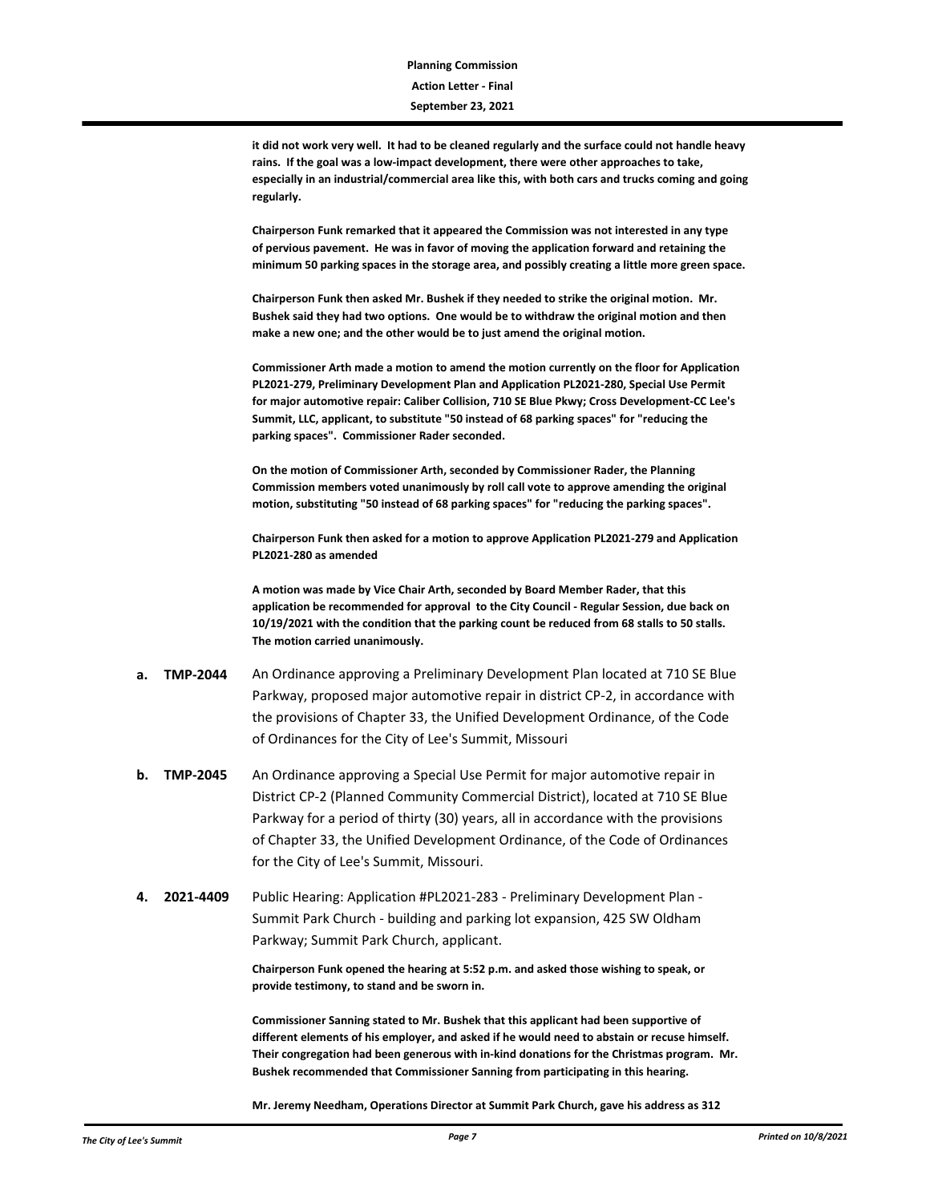**it did not work very well. It had to be cleaned regularly and the surface could not handle heavy rains. If the goal was a low-impact development, there were other approaches to take, especially in an industrial/commercial area like this, with both cars and trucks coming and going regularly.**

**Chairperson Funk remarked that it appeared the Commission was not interested in any type of pervious pavement. He was in favor of moving the application forward and retaining the minimum 50 parking spaces in the storage area, and possibly creating a little more green space.**

**Chairperson Funk then asked Mr. Bushek if they needed to strike the original motion. Mr. Bushek said they had two options. One would be to withdraw the original motion and then make a new one; and the other would be to just amend the original motion.**

**Commissioner Arth made a motion to amend the motion currently on the floor for Application PL2021-279, Preliminary Development Plan and Application PL2021-280, Special Use Permit for major automotive repair: Caliber Collision, 710 SE Blue Pkwy; Cross Development-CC Lee's Summit, LLC, applicant, to substitute "50 instead of 68 parking spaces" for "reducing the parking spaces". Commissioner Rader seconded.**

**On the motion of Commissioner Arth, seconded by Commissioner Rader, the Planning Commission members voted unanimously by roll call vote to approve amending the original motion, substituting "50 instead of 68 parking spaces" for "reducing the parking spaces".**

**Chairperson Funk then asked for a motion to approve Application PL2021-279 and Application PL2021-280 as amended**

**A motion was made by Vice Chair Arth, seconded by Board Member Rader, that this application be recommended for approval to the City Council - Regular Session, due back on 10/19/2021 with the condition that the parking count be reduced from 68 stalls to 50 stalls. The motion carried unanimously.**

**a. TMP-2044** An Ordinance approving a Preliminary Development Plan located at 710 SE Blue Parkway, proposed major automotive repair in district CP-2, in accordance with the provisions of Chapter 33, the Unified Development Ordinance, of the Code of Ordinances for the City of Lee's Summit, Missouri

**b. TMP-2045** An Ordinance approving a Special Use Permit for major automotive repair in District CP-2 (Planned Community Commercial District), located at 710 SE Blue Parkway for a period of thirty (30) years, all in accordance with the provisions of Chapter 33, the Unified Development Ordinance, of the Code of Ordinances for the City of Lee's Summit, Missouri.

**4. 2021-4409** Public Hearing: Application #PL2021-283 - Preliminary Development Plan - Summit Park Church - building and parking lot expansion, 425 SW Oldham Parkway; Summit Park Church, applicant.

**Chairperson Funk opened the hearing at 5:52 p.m. and asked those wishing to speak, or provide testimony, to stand and be sworn in.**

**Commissioner Sanning stated to Mr. Bushek that this applicant had been supportive of different elements of his employer, and asked if he would need to abstain or recuse himself. Their congregation had been generous with in-kind donations for the Christmas program. Mr. Bushek recommended that Commissioner Sanning from participating in this hearing.**

**Mr. Jeremy Needham, Operations Director at Summit Park Church, gave his address as 312**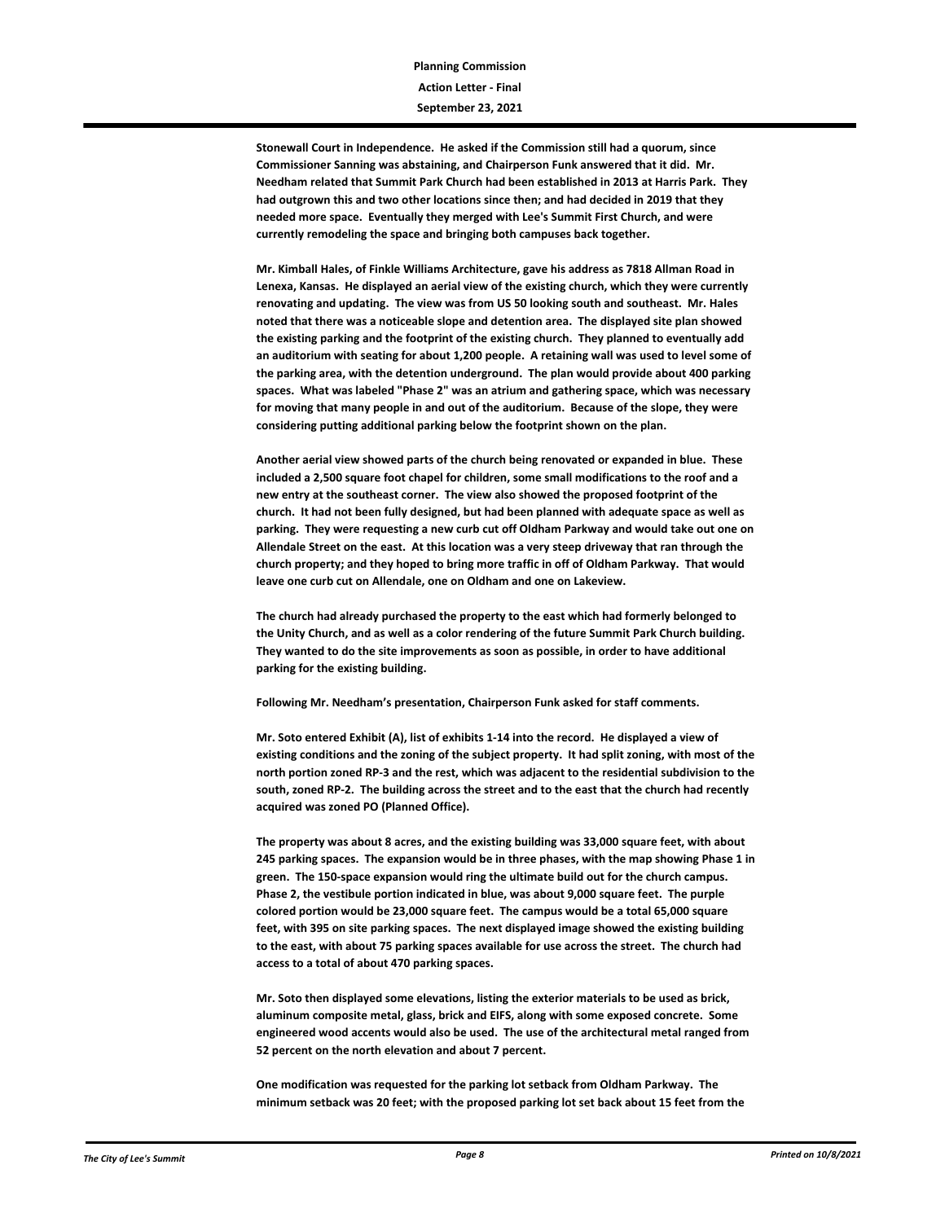**Stonewall Court in Independence. He asked if the Commission still had a quorum, since Commissioner Sanning was abstaining, and Chairperson Funk answered that it did. Mr. Needham related that Summit Park Church had been established in 2013 at Harris Park. They had outgrown this and two other locations since then; and had decided in 2019 that they needed more space. Eventually they merged with Lee's Summit First Church, and were currently remodeling the space and bringing both campuses back together.**

**Mr. Kimball Hales, of Finkle Williams Architecture, gave his address as 7818 Allman Road in Lenexa, Kansas. He displayed an aerial view of the existing church, which they were currently renovating and updating. The view was from US 50 looking south and southeast. Mr. Hales noted that there was a noticeable slope and detention area. The displayed site plan showed the existing parking and the footprint of the existing church. They planned to eventually add an auditorium with seating for about 1,200 people. A retaining wall was used to level some of the parking area, with the detention underground. The plan would provide about 400 parking spaces. What was labeled "Phase 2" was an atrium and gathering space, which was necessary for moving that many people in and out of the auditorium. Because of the slope, they were considering putting additional parking below the footprint shown on the plan.**

**Another aerial view showed parts of the church being renovated or expanded in blue. These included a 2,500 square foot chapel for children, some small modifications to the roof and a new entry at the southeast corner. The view also showed the proposed footprint of the church. It had not been fully designed, but had been planned with adequate space as well as parking. They were requesting a new curb cut off Oldham Parkway and would take out one on Allendale Street on the east. At this location was a very steep driveway that ran through the church property; and they hoped to bring more traffic in off of Oldham Parkway. That would leave one curb cut on Allendale, one on Oldham and one on Lakeview.**

**The church had already purchased the property to the east which had formerly belonged to the Unity Church, and as well as a color rendering of the future Summit Park Church building. They wanted to do the site improvements as soon as possible, in order to have additional parking for the existing building.**

**Following Mr. Needham's presentation, Chairperson Funk asked for staff comments.**

**Mr. Soto entered Exhibit (A), list of exhibits 1-14 into the record. He displayed a view of existing conditions and the zoning of the subject property. It had split zoning, with most of the north portion zoned RP-3 and the rest, which was adjacent to the residential subdivision to the south, zoned RP-2. The building across the street and to the east that the church had recently acquired was zoned PO (Planned Office).**

**The property was about 8 acres, and the existing building was 33,000 square feet, with about 245 parking spaces. The expansion would be in three phases, with the map showing Phase 1 in green. The 150-space expansion would ring the ultimate build out for the church campus. Phase 2, the vestibule portion indicated in blue, was about 9,000 square feet. The purple colored portion would be 23,000 square feet. The campus would be a total 65,000 square feet, with 395 on site parking spaces. The next displayed image showed the existing building to the east, with about 75 parking spaces available for use across the street. The church had access to a total of about 470 parking spaces.**

**Mr. Soto then displayed some elevations, listing the exterior materials to be used as brick, aluminum composite metal, glass, brick and EIFS, along with some exposed concrete. Some engineered wood accents would also be used. The use of the architectural metal ranged from 52 percent on the north elevation and about 7 percent.**

**One modification was requested for the parking lot setback from Oldham Parkway. The minimum setback was 20 feet; with the proposed parking lot set back about 15 feet from the**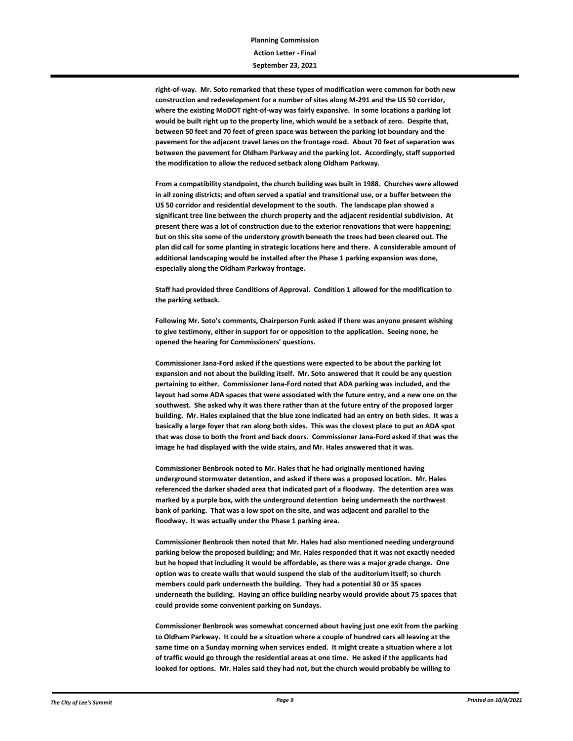**right-of-way. Mr. Soto remarked that these types of modification were common for both new construction and redevelopment for a number of sites along M-291 and the US 50 corridor, where the existing MoDOT right-of-way was fairly expansive. In some locations a parking lot would be built right up to the property line, which would be a setback of zero. Despite that, between 50 feet and 70 feet of green space was between the parking lot boundary and the pavement for the adjacent travel lanes on the frontage road. About 70 feet of separation was between the pavement for Oldham Parkway and the parking lot. Accordingly, staff supported the modification to allow the reduced setback along Oldham Parkway.**

**From a compatibility standpoint, the church building was built in 1988. Churches were allowed in all zoning districts; and often served a spatial and transitional use, or a buffer between the US 50 corridor and residential development to the south. The landscape plan showed a significant tree line between the church property and the adjacent residential subdivision. At present there was a lot of construction due to the exterior renovations that were happening; but on this site some of the understory growth beneath the trees had been cleared out. The plan did call for some planting in strategic locations here and there. A considerable amount of additional landscaping would be installed after the Phase 1 parking expansion was done, especially along the Oldham Parkway frontage.**

**Staff had provided three Conditions of Approval. Condition 1 allowed for the modification to the parking setback.**

**Following Mr. Soto's comments, Chairperson Funk asked if there was anyone present wishing to give testimony, either in support for or opposition to the application. Seeing none, he opened the hearing for Commissioners' questions.**

**Commissioner Jana-Ford asked if the questions were expected to be about the parking lot expansion and not about the building itself. Mr. Soto answered that it could be any question pertaining to either. Commissioner Jana-Ford noted that ADA parking was included, and the layout had some ADA spaces that were associated with the future entry, and a new one on the southwest. She asked why it was there rather than at the future entry of the proposed larger building. Mr. Hales explained that the blue zone indicated had an entry on both sides. It was a basically a large foyer that ran along both sides. This was the closest place to put an ADA spot that was close to both the front and back doors. Commissioner Jana-Ford asked if that was the image he had displayed with the wide stairs, and Mr. Hales answered that it was.**

**Commissioner Benbrook noted to Mr. Hales that he had originally mentioned having underground stormwater detention, and asked if there was a proposed location. Mr. Hales referenced the darker shaded area that indicated part of a floodway. The detention area was marked by a purple box, with the underground detention being underneath the northwest bank of parking. That was a low spot on the site, and was adjacent and parallel to the floodway. It was actually under the Phase 1 parking area.**

**Commissioner Benbrook then noted that Mr. Hales had also mentioned needing underground parking below the proposed building; and Mr. Hales responded that it was not exactly needed but he hoped that including it would be affordable, as there was a major grade change. One option was to create walls that would suspend the slab of the auditorium itself; so church members could park underneath the building. They had a potential 30 or 35 spaces underneath the building. Having an office building nearby would provide about 75 spaces that could provide some convenient parking on Sundays.**

**Commissioner Benbrook was somewhat concerned about having just one exit from the parking to Oldham Parkway. It could be a situation where a couple of hundred cars all leaving at the same time on a Sunday morning when services ended. It might create a situation where a lot of traffic would go through the residential areas at one time. He asked if the applicants had looked for options. Mr. Hales said they had not, but the church would probably be willing to**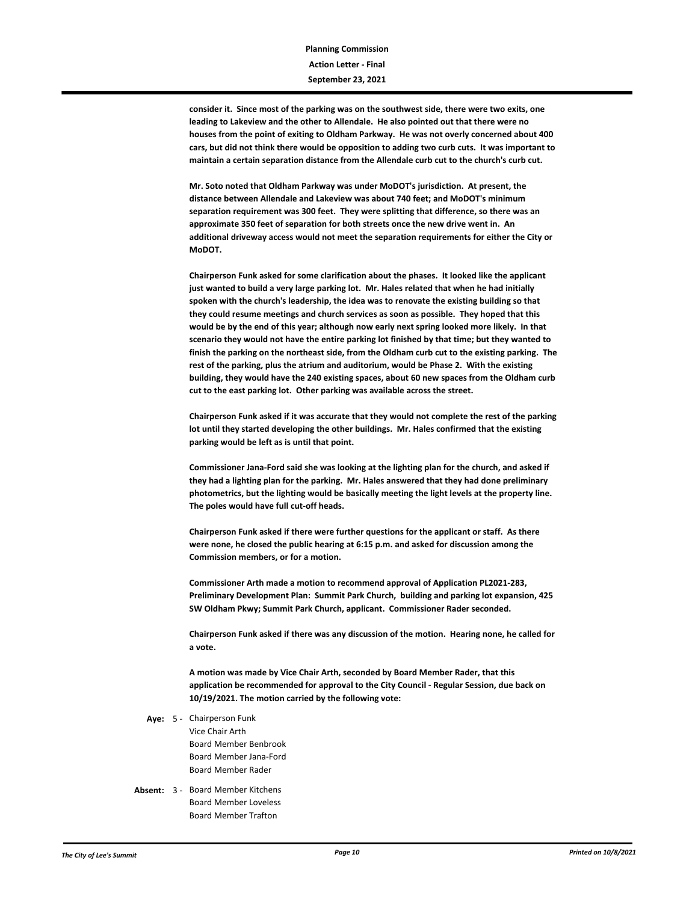**consider it. Since most of the parking was on the southwest side, there were two exits, one leading to Lakeview and the other to Allendale. He also pointed out that there were no houses from the point of exiting to Oldham Parkway. He was not overly concerned about 400 cars, but did not think there would be opposition to adding two curb cuts. It was important to maintain a certain separation distance from the Allendale curb cut to the church's curb cut.**

**Mr. Soto noted that Oldham Parkway was under MoDOT's jurisdiction. At present, the distance between Allendale and Lakeview was about 740 feet; and MoDOT's minimum separation requirement was 300 feet. They were splitting that difference, so there was an approximate 350 feet of separation for both streets once the new drive went in. An additional driveway access would not meet the separation requirements for either the City or MoDOT.**

**Chairperson Funk asked for some clarification about the phases. It looked like the applicant just wanted to build a very large parking lot. Mr. Hales related that when he had initially spoken with the church's leadership, the idea was to renovate the existing building so that they could resume meetings and church services as soon as possible. They hoped that this would be by the end of this year; although now early next spring looked more likely. In that scenario they would not have the entire parking lot finished by that time; but they wanted to finish the parking on the northeast side, from the Oldham curb cut to the existing parking. The rest of the parking, plus the atrium and auditorium, would be Phase 2. With the existing building, they would have the 240 existing spaces, about 60 new spaces from the Oldham curb cut to the east parking lot. Other parking was available across the street.**

**Chairperson Funk asked if it was accurate that they would not complete the rest of the parking lot until they started developing the other buildings. Mr. Hales confirmed that the existing parking would be left as is until that point.**

**Commissioner Jana-Ford said she was looking at the lighting plan for the church, and asked if they had a lighting plan for the parking. Mr. Hales answered that they had done preliminary photometrics, but the lighting would be basically meeting the light levels at the property line. The poles would have full cut-off heads.**

**Chairperson Funk asked if there were further questions for the applicant or staff. As there were none, he closed the public hearing at 6:15 p.m. and asked for discussion among the Commission members, or for a motion.**

**Commissioner Arth made a motion to recommend approval of Application PL2021-283, Preliminary Development Plan: Summit Park Church, building and parking lot expansion, 425 SW Oldham Pkwy; Summit Park Church, applicant. Commissioner Rader seconded.**

**Chairperson Funk asked if there was any discussion of the motion. Hearing none, he called for a vote.**

**A motion was made by Vice Chair Arth, seconded by Board Member Rader, that this application be recommended for approval to the City Council - Regular Session, due back on 10/19/2021. The motion carried by the following vote:**

**Aye:** 5 - Chairperson Funk
Vice Chair Arth
Board Member Benbrook
Board Member Jana-Ford
Board Member Rader

**Absent:** 3 - Board Member Kitchens
Board Member Loveless
Board Member Trafton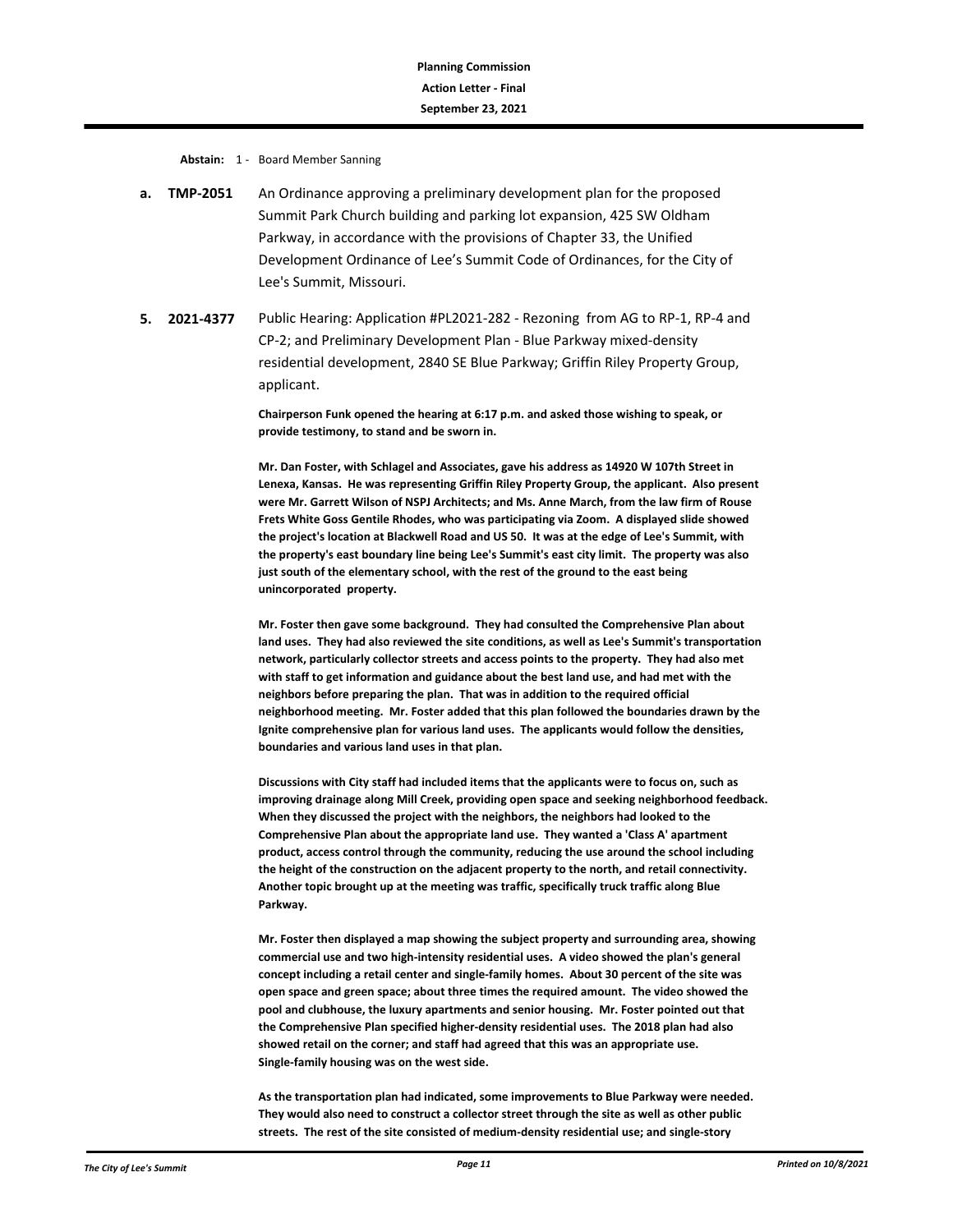**Abstain:** 1 - Board Member Sanning

**a. TMP-2051** An Ordinance approving a preliminary development plan for the proposed Summit Park Church building and parking lot expansion, 425 SW Oldham Parkway, in accordance with the provisions of Chapter 33, the Unified Development Ordinance of Lee's Summit Code of Ordinances, for the City of Lee's Summit, Missouri.

**5. 2021-4377** Public Hearing: Application #PL2021-282 - Rezoning from AG to RP-1, RP-4 and CP-2; and Preliminary Development Plan - Blue Parkway mixed-density residential development, 2840 SE Blue Parkway; Griffin Riley Property Group, applicant.

**Chairperson Funk opened the hearing at 6:17 p.m. and asked those wishing to speak, or provide testimony, to stand and be sworn in.**

**Mr. Dan Foster, with Schlagel and Associates, gave his address as 14920 W 107th Street in Lenexa, Kansas. He was representing Griffin Riley Property Group, the applicant. Also present were Mr. Garrett Wilson of NSPJ Architects; and Ms. Anne March, from the law firm of Rouse Frets White Goss Gentile Rhodes, who was participating via Zoom. A displayed slide showed the project's location at Blackwell Road and US 50. It was at the edge of Lee's Summit, with the property's east boundary line being Lee's Summit's east city limit. The property was also just south of the elementary school, with the rest of the ground to the east being unincorporated property.**

**Mr. Foster then gave some background. They had consulted the Comprehensive Plan about land uses. They had also reviewed the site conditions, as well as Lee's Summit's transportation network, particularly collector streets and access points to the property. They had also met with staff to get information and guidance about the best land use, and had met with the neighbors before preparing the plan. That was in addition to the required official neighborhood meeting. Mr. Foster added that this plan followed the boundaries drawn by the Ignite comprehensive plan for various land uses. The applicants would follow the densities, boundaries and various land uses in that plan.**

**Discussions with City staff had included items that the applicants were to focus on, such as improving drainage along Mill Creek, providing open space and seeking neighborhood feedback. When they discussed the project with the neighbors, the neighbors had looked to the Comprehensive Plan about the appropriate land use. They wanted a 'Class A' apartment product, access control through the community, reducing the use around the school including the height of the construction on the adjacent property to the north, and retail connectivity. Another topic brought up at the meeting was traffic, specifically truck traffic along Blue Parkway.**

**Mr. Foster then displayed a map showing the subject property and surrounding area, showing commercial use and two high-intensity residential uses. A video showed the plan's general concept including a retail center and single-family homes. About 30 percent of the site was open space and green space; about three times the required amount. The video showed the pool and clubhouse, the luxury apartments and senior housing. Mr. Foster pointed out that the Comprehensive Plan specified higher-density residential uses. The 2018 plan had also showed retail on the corner; and staff had agreed that this was an appropriate use. Single-family housing was on the west side.**

**As the transportation plan had indicated, some improvements to Blue Parkway were needed. They would also need to construct a collector street through the site as well as other public streets. The rest of the site consisted of medium-density residential use; and single-story**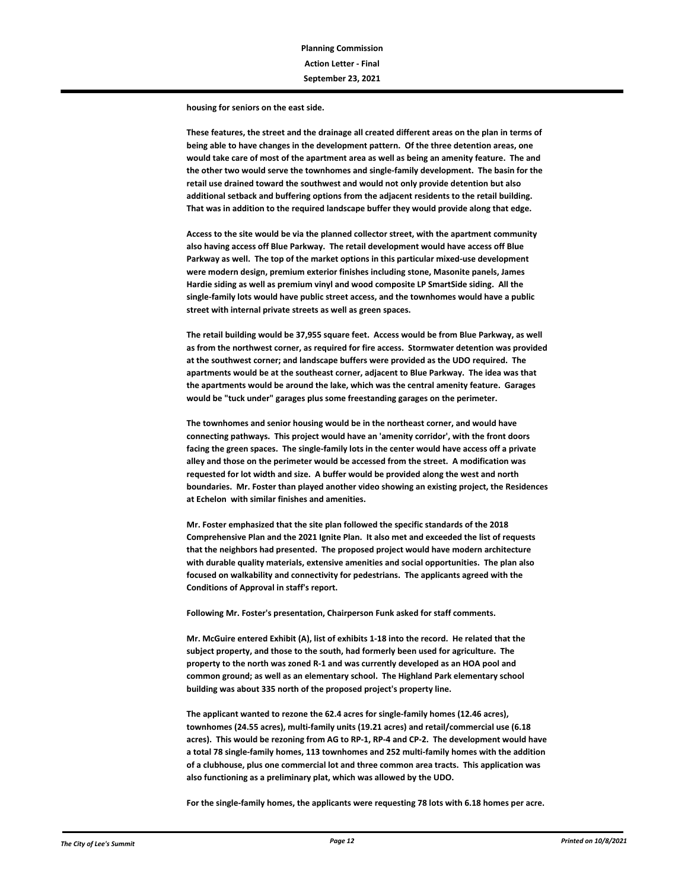**housing for seniors on the east side.**

**These features, the street and the drainage all created different areas on the plan in terms of being able to have changes in the development pattern. Of the three detention areas, one would take care of most of the apartment area as well as being an amenity feature. The and the other two would serve the townhomes and single-family development. The basin for the retail use drained toward the southwest and would not only provide detention but also additional setback and buffering options from the adjacent residents to the retail building. That was in addition to the required landscape buffer they would provide along that edge.**

**Access to the site would be via the planned collector street, with the apartment community also having access off Blue Parkway. The retail development would have access off Blue Parkway as well. The top of the market options in this particular mixed-use development were modern design, premium exterior finishes including stone, Masonite panels, James Hardie siding as well as premium vinyl and wood composite LP SmartSide siding. All the single-family lots would have public street access, and the townhomes would have a public street with internal private streets as well as green spaces.**

**The retail building would be 37,955 square feet. Access would be from Blue Parkway, as well as from the northwest corner, as required for fire access. Stormwater detention was provided at the southwest corner; and landscape buffers were provided as the UDO required. The apartments would be at the southeast corner, adjacent to Blue Parkway. The idea was that the apartments would be around the lake, which was the central amenity feature. Garages would be "tuck under" garages plus some freestanding garages on the perimeter.**

**The townhomes and senior housing would be in the northeast corner, and would have connecting pathways. This project would have an 'amenity corridor', with the front doors facing the green spaces. The single-family lots in the center would have access off a private alley and those on the perimeter would be accessed from the street. A modification was requested for lot width and size. A buffer would be provided along the west and north boundaries. Mr. Foster than played another video showing an existing project, the Residences at Echelon with similar finishes and amenities.**

**Mr. Foster emphasized that the site plan followed the specific standards of the 2018 Comprehensive Plan and the 2021 Ignite Plan. It also met and exceeded the list of requests that the neighbors had presented. The proposed project would have modern architecture with durable quality materials, extensive amenities and social opportunities. The plan also focused on walkability and connectivity for pedestrians. The applicants agreed with the Conditions of Approval in staff's report.**

**Following Mr. Foster's presentation, Chairperson Funk asked for staff comments.**

**Mr. McGuire entered Exhibit (A), list of exhibits 1-18 into the record. He related that the subject property, and those to the south, had formerly been used for agriculture. The property to the north was zoned R-1 and was currently developed as an HOA pool and common ground; as well as an elementary school. The Highland Park elementary school building was about 335 north of the proposed project's property line.**

**The applicant wanted to rezone the 62.4 acres for single-family homes (12.46 acres), townhomes (24.55 acres), multi-family units (19.21 acres) and retail/commercial use (6.18 acres). This would be rezoning from AG to RP-1, RP-4 and CP-2. The development would have a total 78 single-family homes, 113 townhomes and 252 multi-family homes with the addition of a clubhouse, plus one commercial lot and three common area tracts. This application was also functioning as a preliminary plat, which was allowed by the UDO.**

**For the single-family homes, the applicants were requesting 78 lots with 6.18 homes per acre.**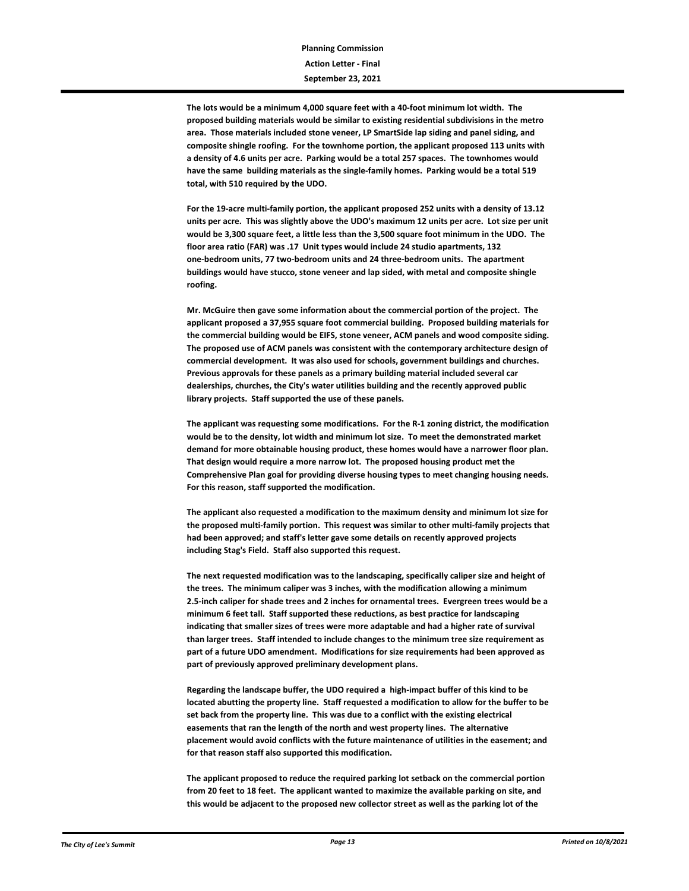**The lots would be a minimum 4,000 square feet with a 40-foot minimum lot width. The proposed building materials would be similar to existing residential subdivisions in the metro area. Those materials included stone veneer, LP SmartSide lap siding and panel siding, and composite shingle roofing. For the townhome portion, the applicant proposed 113 units with a density of 4.6 units per acre. Parking would be a total 257 spaces. The townhomes would have the same building materials as the single-family homes. Parking would be a total 519 total, with 510 required by the UDO.**

**For the 19-acre multi-family portion, the applicant proposed 252 units with a density of 13.12 units per acre. This was slightly above the UDO's maximum 12 units per acre. Lot size per unit would be 3,300 square feet, a little less than the 3,500 square foot minimum in the UDO. The floor area ratio (FAR) was .17 Unit types would include 24 studio apartments, 132 one-bedroom units, 77 two-bedroom units and 24 three-bedroom units. The apartment buildings would have stucco, stone veneer and lap sided, with metal and composite shingle roofing.**

**Mr. McGuire then gave some information about the commercial portion of the project. The applicant proposed a 37,955 square foot commercial building. Proposed building materials for the commercial building would be EIFS, stone veneer, ACM panels and wood composite siding. The proposed use of ACM panels was consistent with the contemporary architecture design of commercial development. It was also used for schools, government buildings and churches. Previous approvals for these panels as a primary building material included several car dealerships, churches, the City's water utilities building and the recently approved public library projects. Staff supported the use of these panels.**

**The applicant was requesting some modifications. For the R-1 zoning district, the modification would be to the density, lot width and minimum lot size. To meet the demonstrated market demand for more obtainable housing product, these homes would have a narrower floor plan. That design would require a more narrow lot. The proposed housing product met the Comprehensive Plan goal for providing diverse housing types to meet changing housing needs. For this reason, staff supported the modification.**

**The applicant also requested a modification to the maximum density and minimum lot size for the proposed multi-family portion. This request was similar to other multi-family projects that had been approved; and staff's letter gave some details on recently approved projects including Stag's Field. Staff also supported this request.**

**The next requested modification was to the landscaping, specifically caliper size and height of the trees. The minimum caliper was 3 inches, with the modification allowing a minimum 2.5-inch caliper for shade trees and 2 inches for ornamental trees. Evergreen trees would be a minimum 6 feet tall. Staff supported these reductions, as best practice for landscaping indicating that smaller sizes of trees were more adaptable and had a higher rate of survival than larger trees. Staff intended to include changes to the minimum tree size requirement as part of a future UDO amendment. Modifications for size requirements had been approved as part of previously approved preliminary development plans.**

**Regarding the landscape buffer, the UDO required a high-impact buffer of this kind to be located abutting the property line. Staff requested a modification to allow for the buffer to be set back from the property line. This was due to a conflict with the existing electrical easements that ran the length of the north and west property lines. The alternative placement would avoid conflicts with the future maintenance of utilities in the easement; and for that reason staff also supported this modification.**

**The applicant proposed to reduce the required parking lot setback on the commercial portion from 20 feet to 18 feet. The applicant wanted to maximize the available parking on site, and this would be adjacent to the proposed new collector street as well as the parking lot of the**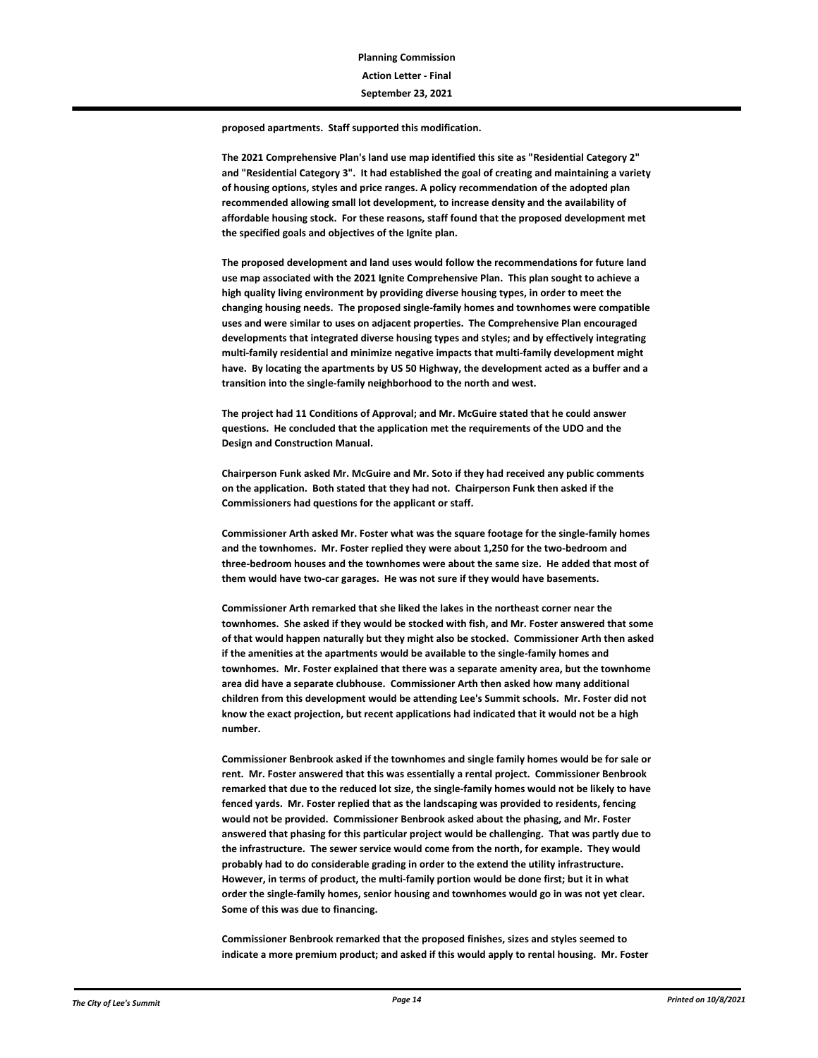**proposed apartments. Staff supported this modification.**

**The 2021 Comprehensive Plan's land use map identified this site as "Residential Category 2" and "Residential Category 3". It had established the goal of creating and maintaining a variety of housing options, styles and price ranges. A policy recommendation of the adopted plan recommended allowing small lot development, to increase density and the availability of affordable housing stock. For these reasons, staff found that the proposed development met the specified goals and objectives of the Ignite plan.**

**The proposed development and land uses would follow the recommendations for future land use map associated with the 2021 Ignite Comprehensive Plan. This plan sought to achieve a high quality living environment by providing diverse housing types, in order to meet the changing housing needs. The proposed single-family homes and townhomes were compatible uses and were similar to uses on adjacent properties. The Comprehensive Plan encouraged developments that integrated diverse housing types and styles; and by effectively integrating multi-family residential and minimize negative impacts that multi-family development might have. By locating the apartments by US 50 Highway, the development acted as a buffer and a transition into the single-family neighborhood to the north and west.**

**The project had 11 Conditions of Approval; and Mr. McGuire stated that he could answer questions. He concluded that the application met the requirements of the UDO and the Design and Construction Manual.**

**Chairperson Funk asked Mr. McGuire and Mr. Soto if they had received any public comments on the application. Both stated that they had not. Chairperson Funk then asked if the Commissioners had questions for the applicant or staff.**

**Commissioner Arth asked Mr. Foster what was the square footage for the single-family homes and the townhomes. Mr. Foster replied they were about 1,250 for the two-bedroom and three-bedroom houses and the townhomes were about the same size. He added that most of them would have two-car garages. He was not sure if they would have basements.**

**Commissioner Arth remarked that she liked the lakes in the northeast corner near the townhomes. She asked if they would be stocked with fish, and Mr. Foster answered that some of that would happen naturally but they might also be stocked. Commissioner Arth then asked if the amenities at the apartments would be available to the single-family homes and townhomes. Mr. Foster explained that there was a separate amenity area, but the townhome area did have a separate clubhouse. Commissioner Arth then asked how many additional children from this development would be attending Lee's Summit schools. Mr. Foster did not know the exact projection, but recent applications had indicated that it would not be a high number.**

**Commissioner Benbrook asked if the townhomes and single family homes would be for sale or rent. Mr. Foster answered that this was essentially a rental project. Commissioner Benbrook remarked that due to the reduced lot size, the single-family homes would not be likely to have fenced yards. Mr. Foster replied that as the landscaping was provided to residents, fencing would not be provided. Commissioner Benbrook asked about the phasing, and Mr. Foster answered that phasing for this particular project would be challenging. That was partly due to the infrastructure. The sewer service would come from the north, for example. They would probably had to do considerable grading in order to the extend the utility infrastructure. However, in terms of product, the multi-family portion would be done first; but it in what order the single-family homes, senior housing and townhomes would go in was not yet clear. Some of this was due to financing.**

**Commissioner Benbrook remarked that the proposed finishes, sizes and styles seemed to indicate a more premium product; and asked if this would apply to rental housing. Mr. Foster**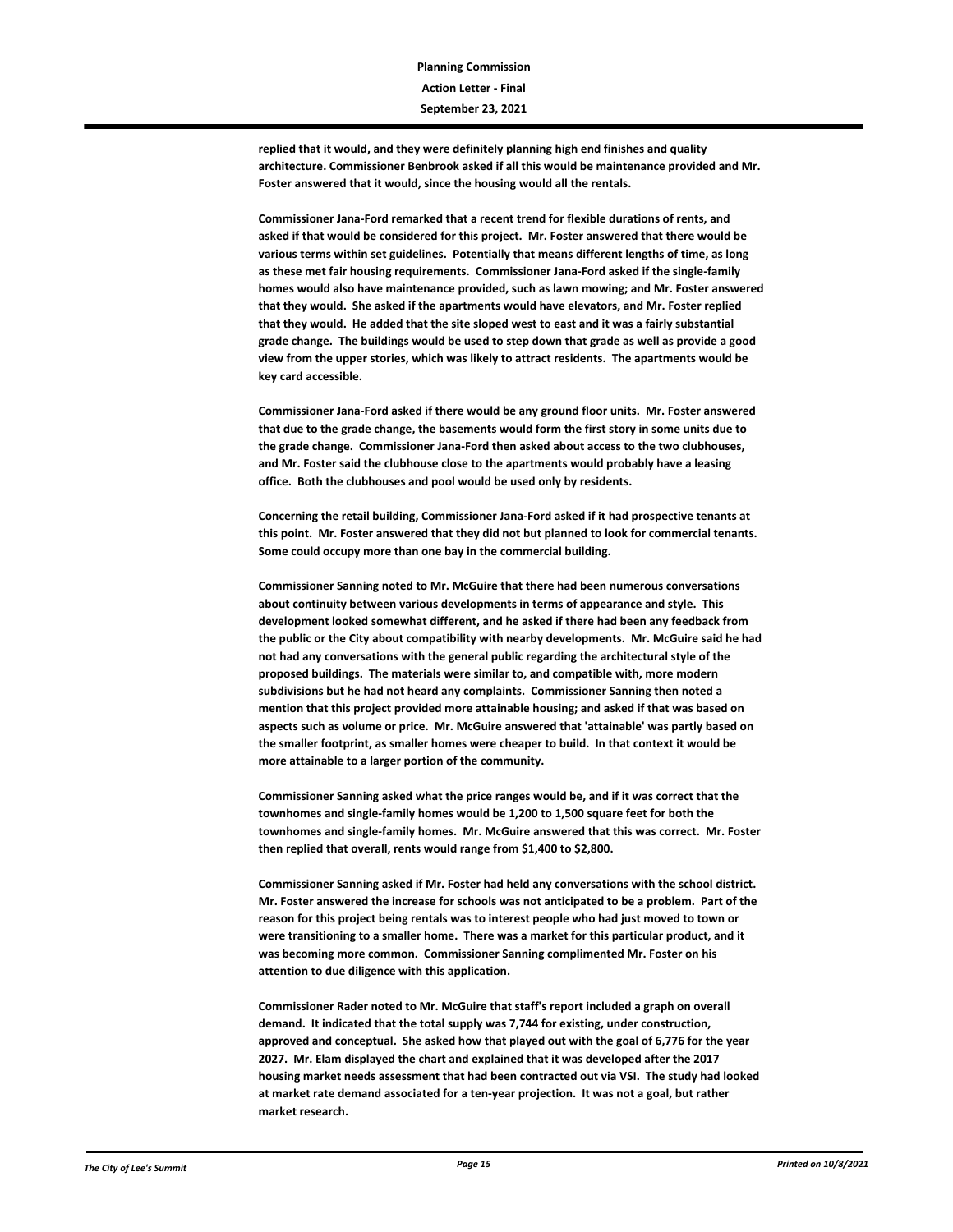**replied that it would, and they were definitely planning high end finishes and quality architecture. Commissioner Benbrook asked if all this would be maintenance provided and Mr. Foster answered that it would, since the housing would all the rentals.**

**Commissioner Jana-Ford remarked that a recent trend for flexible durations of rents, and asked if that would be considered for this project. Mr. Foster answered that there would be various terms within set guidelines. Potentially that means different lengths of time, as long as these met fair housing requirements. Commissioner Jana-Ford asked if the single-family homes would also have maintenance provided, such as lawn mowing; and Mr. Foster answered that they would. She asked if the apartments would have elevators, and Mr. Foster replied that they would. He added that the site sloped west to east and it was a fairly substantial grade change. The buildings would be used to step down that grade as well as provide a good view from the upper stories, which was likely to attract residents. The apartments would be key card accessible.**

**Commissioner Jana-Ford asked if there would be any ground floor units. Mr. Foster answered that due to the grade change, the basements would form the first story in some units due to the grade change. Commissioner Jana-Ford then asked about access to the two clubhouses, and Mr. Foster said the clubhouse close to the apartments would probably have a leasing office. Both the clubhouses and pool would be used only by residents.**

**Concerning the retail building, Commissioner Jana-Ford asked if it had prospective tenants at this point. Mr. Foster answered that they did not but planned to look for commercial tenants. Some could occupy more than one bay in the commercial building.**

**Commissioner Sanning noted to Mr. McGuire that there had been numerous conversations about continuity between various developments in terms of appearance and style. This development looked somewhat different, and he asked if there had been any feedback from the public or the City about compatibility with nearby developments. Mr. McGuire said he had not had any conversations with the general public regarding the architectural style of the proposed buildings. The materials were similar to, and compatible with, more modern subdivisions but he had not heard any complaints. Commissioner Sanning then noted a mention that this project provided more attainable housing; and asked if that was based on aspects such as volume or price. Mr. McGuire answered that 'attainable' was partly based on the smaller footprint, as smaller homes were cheaper to build. In that context it would be more attainable to a larger portion of the community.**

**Commissioner Sanning asked what the price ranges would be, and if it was correct that the townhomes and single-family homes would be 1,200 to 1,500 square feet for both the townhomes and single-family homes. Mr. McGuire answered that this was correct. Mr. Foster then replied that overall, rents would range from $1,400 to $2,800.**

**Commissioner Sanning asked if Mr. Foster had held any conversations with the school district. Mr. Foster answered the increase for schools was not anticipated to be a problem. Part of the reason for this project being rentals was to interest people who had just moved to town or were transitioning to a smaller home. There was a market for this particular product, and it was becoming more common. Commissioner Sanning complimented Mr. Foster on his attention to due diligence with this application.**

**Commissioner Rader noted to Mr. McGuire that staff's report included a graph on overall demand. It indicated that the total supply was 7,744 for existing, under construction, approved and conceptual. She asked how that played out with the goal of 6,776 for the year 2027. Mr. Elam displayed the chart and explained that it was developed after the 2017 housing market needs assessment that had been contracted out via VSI. The study had looked at market rate demand associated for a ten-year projection. It was not a goal, but rather market research.**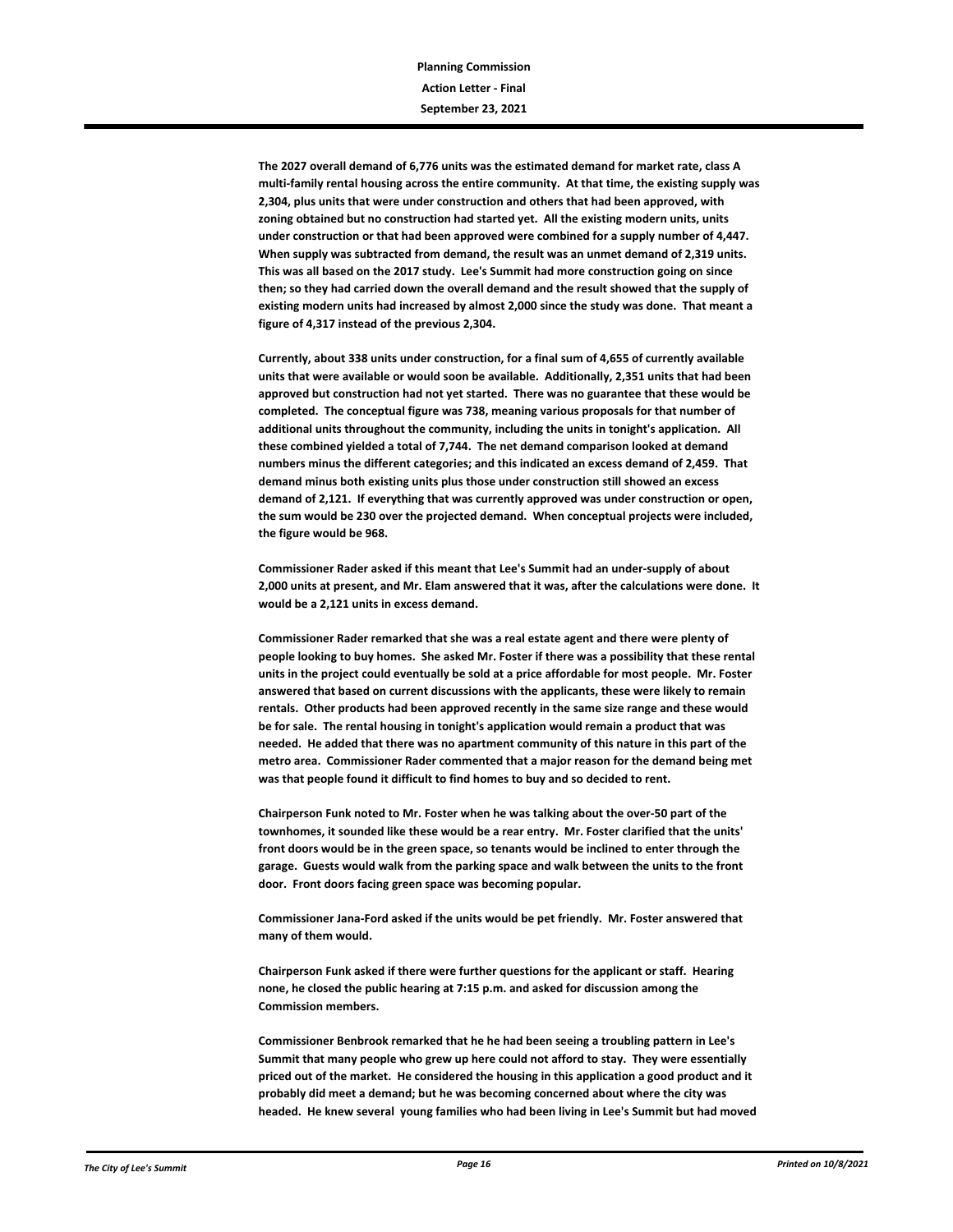**The 2027 overall demand of 6,776 units was the estimated demand for market rate, class A multi-family rental housing across the entire community. At that time, the existing supply was 2,304, plus units that were under construction and others that had been approved, with zoning obtained but no construction had started yet. All the existing modern units, units under construction or that had been approved were combined for a supply number of 4,447. When supply was subtracted from demand, the result was an unmet demand of 2,319 units. This was all based on the 2017 study. Lee's Summit had more construction going on since then; so they had carried down the overall demand and the result showed that the supply of existing modern units had increased by almost 2,000 since the study was done. That meant a figure of 4,317 instead of the previous 2,304.**

**Currently, about 338 units under construction, for a final sum of 4,655 of currently available units that were available or would soon be available. Additionally, 2,351 units that had been approved but construction had not yet started. There was no guarantee that these would be completed. The conceptual figure was 738, meaning various proposals for that number of additional units throughout the community, including the units in tonight's application. All these combined yielded a total of 7,744. The net demand comparison looked at demand numbers minus the different categories; and this indicated an excess demand of 2,459. That demand minus both existing units plus those under construction still showed an excess demand of 2,121. If everything that was currently approved was under construction or open, the sum would be 230 over the projected demand. When conceptual projects were included, the figure would be 968.**

**Commissioner Rader asked if this meant that Lee's Summit had an under-supply of about 2,000 units at present, and Mr. Elam answered that it was, after the calculations were done. It would be a 2,121 units in excess demand.**

**Commissioner Rader remarked that she was a real estate agent and there were plenty of people looking to buy homes. She asked Mr. Foster if there was a possibility that these rental units in the project could eventually be sold at a price affordable for most people. Mr. Foster answered that based on current discussions with the applicants, these were likely to remain rentals. Other products had been approved recently in the same size range and these would be for sale. The rental housing in tonight's application would remain a product that was needed. He added that there was no apartment community of this nature in this part of the metro area. Commissioner Rader commented that a major reason for the demand being met was that people found it difficult to find homes to buy and so decided to rent.**

**Chairperson Funk noted to Mr. Foster when he was talking about the over-50 part of the townhomes, it sounded like these would be a rear entry. Mr. Foster clarified that the units' front doors would be in the green space, so tenants would be inclined to enter through the garage. Guests would walk from the parking space and walk between the units to the front door. Front doors facing green space was becoming popular.**

**Commissioner Jana-Ford asked if the units would be pet friendly. Mr. Foster answered that many of them would.**

**Chairperson Funk asked if there were further questions for the applicant or staff. Hearing none, he closed the public hearing at 7:15 p.m. and asked for discussion among the Commission members.**

**Commissioner Benbrook remarked that he he had been seeing a troubling pattern in Lee's Summit that many people who grew up here could not afford to stay. They were essentially priced out of the market. He considered the housing in this application a good product and it probably did meet a demand; but he was becoming concerned about where the city was headed. He knew several young families who had been living in Lee's Summit but had moved**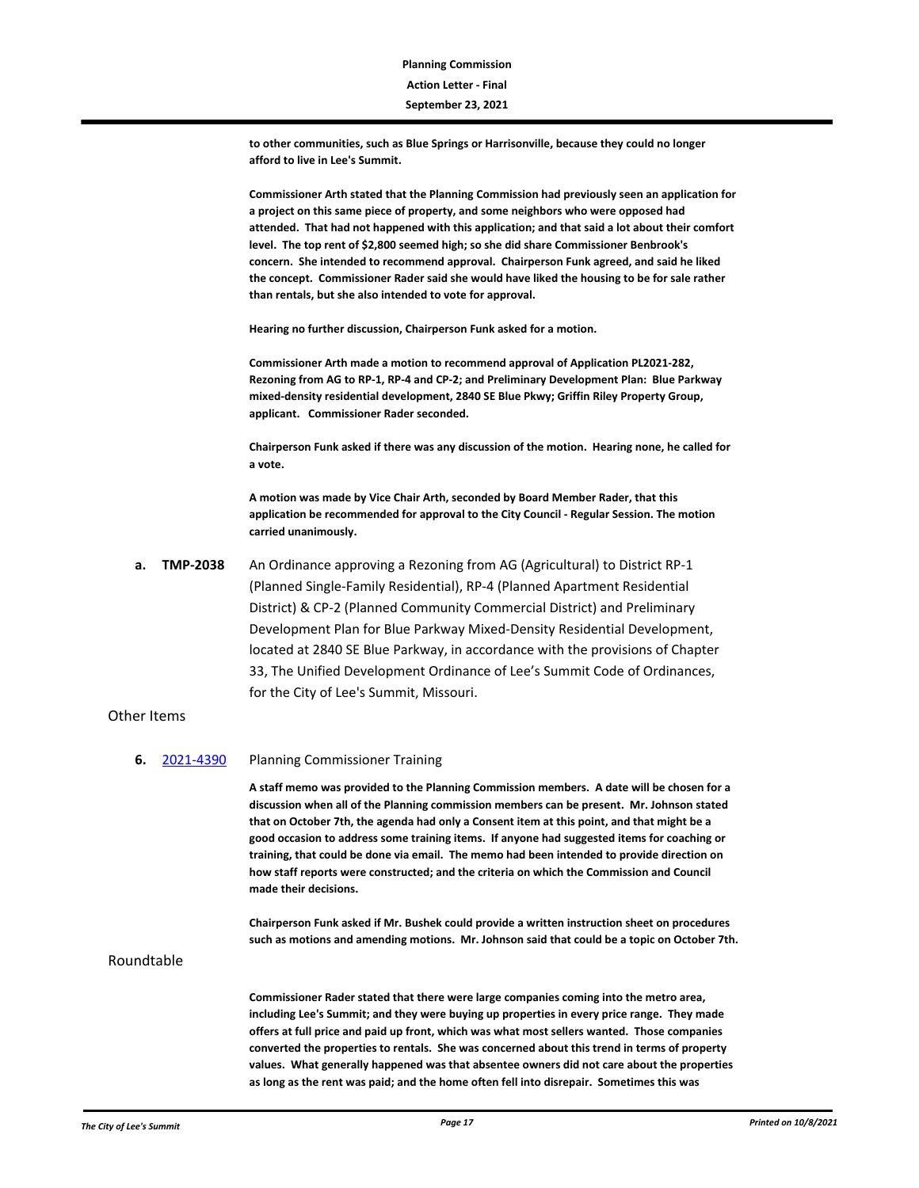**to other communities, such as Blue Springs or Harrisonville, because they could no longer afford to live in Lee's Summit.**

**Commissioner Arth stated that the Planning Commission had previously seen an application for a project on this same piece of property, and some neighbors who were opposed had attended. That had not happened with this application; and that said a lot about their comfort level. The top rent of $2,800 seemed high; so she did share Commissioner Benbrook's concern. She intended to recommend approval. Chairperson Funk agreed, and said he liked the concept. Commissioner Rader said she would have liked the housing to be for sale rather than rentals, but she also intended to vote for approval.**

**Hearing no further discussion, Chairperson Funk asked for a motion.**

**Commissioner Arth made a motion to recommend approval of Application PL2021-282, Rezoning from AG to RP-1, RP-4 and CP-2; and Preliminary Development Plan: Blue Parkway mixed-density residential development, 2840 SE Blue Pkwy; Griffin Riley Property Group, applicant. Commissioner Rader seconded.**

**Chairperson Funk asked if there was any discussion of the motion. Hearing none, he called for a vote.**

**A motion was made by Vice Chair Arth, seconded by Board Member Rader, that this application be recommended for approval to the City Council - Regular Session. The motion carried unanimously.**

**a. TMP-2038** An Ordinance approving a Rezoning from AG (Agricultural) to District RP-1 (Planned Single-Family Residential), RP-4 (Planned Apartment Residential District) & CP-2 (Planned Community Commercial District) and Preliminary Development Plan for Blue Parkway Mixed-Density Residential Development, located at 2840 SE Blue Parkway, in accordance with the provisions of Chapter 33, The Unified Development Ordinance of Lee's Summit Code of Ordinances, for the City of Lee's Summit, Missouri.

## Other Items

**6.** 2021-4390 Planning Commissioner Training

**A staff memo was provided to the Planning Commission members. A date will be chosen for a discussion when all of the Planning commission members can be present. Mr. Johnson stated that on October 7th, the agenda had only a Consent item at this point, and that might be a good occasion to address some training items. If anyone had suggested items for coaching or training, that could be done via email. The memo had been intended to provide direction on how staff reports were constructed; and the criteria on which the Commission and Council made their decisions.**

**Chairperson Funk asked if Mr. Bushek could provide a written instruction sheet on procedures such as motions and amending motions. Mr. Johnson said that could be a topic on October 7th.**

## Roundtable

**Commissioner Rader stated that there were large companies coming into the metro area, including Lee's Summit; and they were buying up properties in every price range. They made offers at full price and paid up front, which was what most sellers wanted. Those companies converted the properties to rentals. She was concerned about this trend in terms of property values. What generally happened was that absentee owners did not care about the properties as long as the rent was paid; and the home often fell into disrepair. Sometimes this was**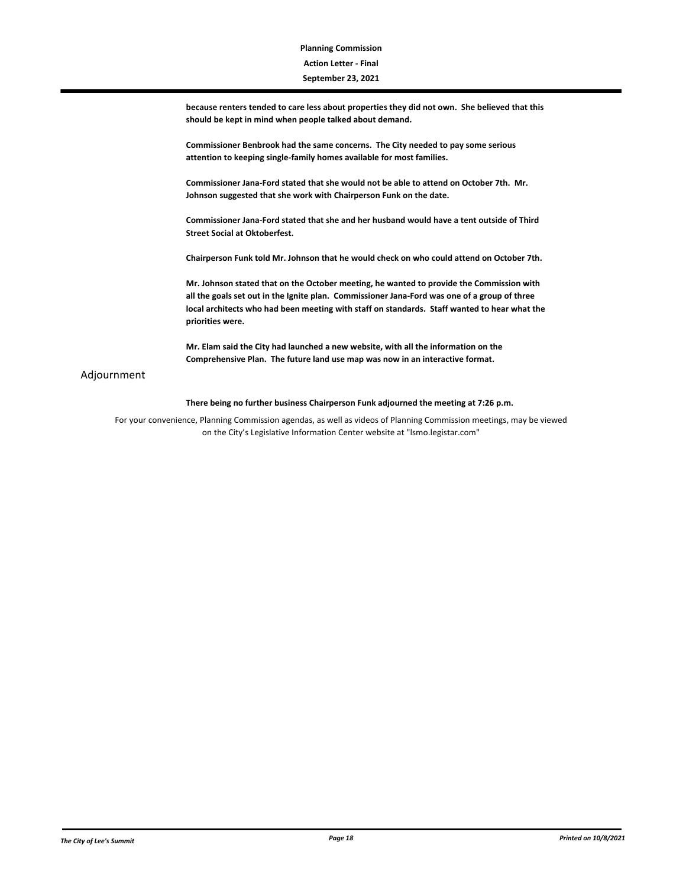**because renters tended to care less about properties they did not own. She believed that this should be kept in mind when people talked about demand.**

**Commissioner Benbrook had the same concerns. The City needed to pay some serious attention to keeping single-family homes available for most families.**

**Commissioner Jana-Ford stated that she would not be able to attend on October 7th. Mr. Johnson suggested that she work with Chairperson Funk on the date.**

**Commissioner Jana-Ford stated that she and her husband would have a tent outside of Third Street Social at Oktoberfest.**

**Chairperson Funk told Mr. Johnson that he would check on who could attend on October 7th.**

**Mr. Johnson stated that on the October meeting, he wanted to provide the Commission with all the goals set out in the Ignite plan. Commissioner Jana-Ford was one of a group of three local architects who had been meeting with staff on standards. Staff wanted to hear what the priorities were.**

**Mr. Elam said the City had launched a new website, with all the information on the Comprehensive Plan. The future land use map was now in an interactive format.**

## Adjournment

**There being no further business Chairperson Funk adjourned the meeting at 7:26 p.m.**

For your convenience, Planning Commission agendas, as well as videos of Planning Commission meetings, may be viewed on the City's Legislative Information Center website at "lsmo.legistar.com"